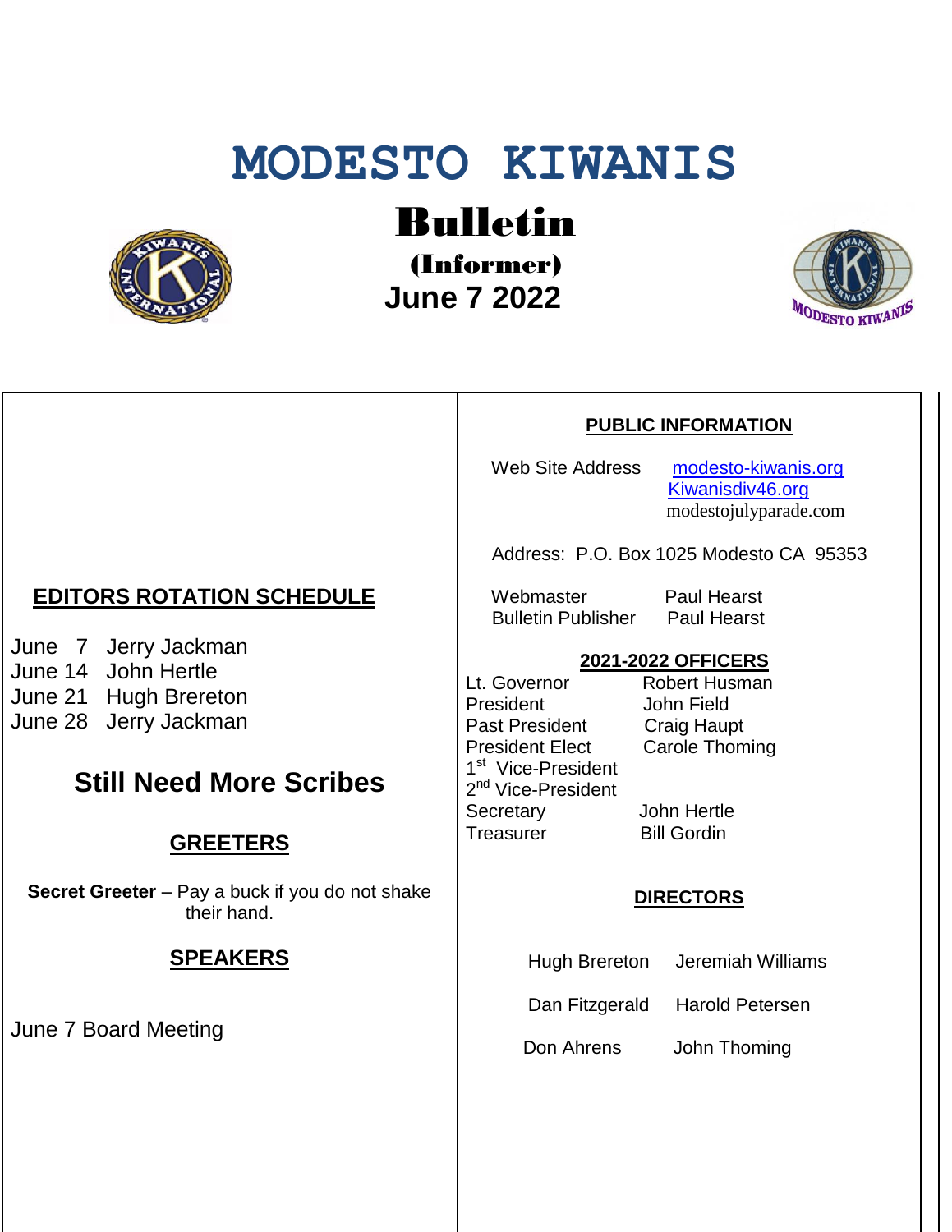# MODESTO KIWANIS

## Bulletin

**(Informer)**

**June 7 2022**

## EDITORS ROTATION SCHEDULE

June 7 Jerry Jackman
June 14 John Hertle
June 21 Hugh Brereton
June 28 Jerry Jackman

## Still Need More Scribes

## GREETERS

**Secret Greeter** – Pay a buck if you do not shake their hand.

## SPEAKERS

June 7 Board Meeting

## PUBLIC INFORMATION

Web Site Address modesto-kiwanis.org
Kiwanisdiv46.org
modestojulyparade.com

Address: P.O. Box 1025 Modesto CA 95353

Webmaster Paul Hearst
Bulletin Publisher Paul Hearst

## 2021-2022 OFFICERS

| | |
|---|---|
| Lt. Governor | Robert Husman |
| President | John Field |
| Past President | Craig Haupt |
| President Elect | Carole Thoming |
| 1st Vice-President | |
| 2nd Vice-President | |
| Secretary | John Hertle |
| Treasurer | Bill Gordin |

## DIRECTORS

| | |
|---|---|
| Hugh Brereton | Jeremiah Williams |
| Dan Fitzgerald | Harold Petersen |
| Don Ahrens | John Thoming |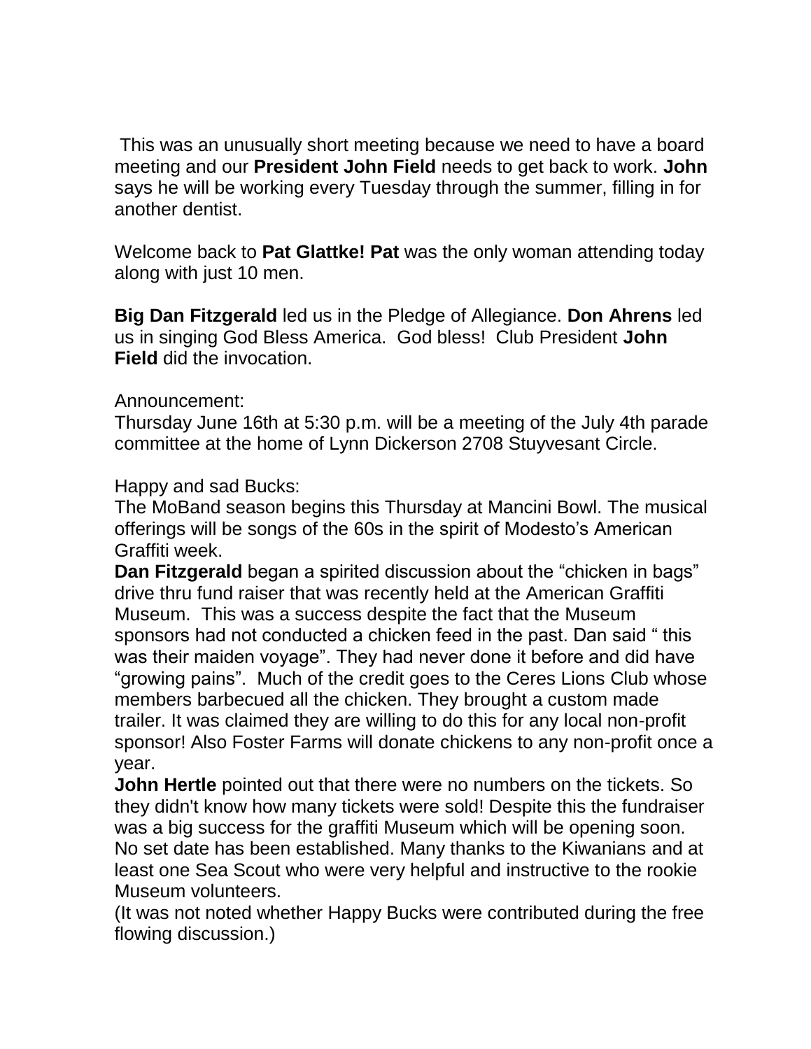This was an unusually short meeting because we need to have a board meeting and our **President John Field** needs to get back to work. **John** says he will be working every Tuesday through the summer, filling in for another dentist.

Welcome back to **Pat Glattke! Pat** was the only woman attending today along with just 10 men.

**Big Dan Fitzgerald** led us in the Pledge of Allegiance. **Don Ahrens** led us in singing God Bless America. God bless! Club President **John Field** did the invocation.

Announcement:
Thursday June 16th at 5:30 p.m. will be a meeting of the July 4th parade committee at the home of Lynn Dickerson 2708 Stuyvesant Circle.

Happy and sad Bucks:
The MoBand season begins this Thursday at Mancini Bowl. The musical offerings will be songs of the 60s in the spirit of Modesto's American Graffiti week.
**Dan Fitzgerald** began a spirited discussion about the "chicken in bags" drive thru fund raiser that was recently held at the American Graffiti Museum. This was a success despite the fact that the Museum sponsors had not conducted a chicken feed in the past. Dan said " this was their maiden voyage". They had never done it before and did have "growing pains". Much of the credit goes to the Ceres Lions Club whose members barbecued all the chicken. They brought a custom made trailer. It was claimed they are willing to do this for any local non-profit sponsor! Also Foster Farms will donate chickens to any non-profit once a year.
**John Hertle** pointed out that there were no numbers on the tickets. So they didn't know how many tickets were sold! Despite this the fundraiser was a big success for the graffiti Museum which will be opening soon. No set date has been established. Many thanks to the Kiwanians and at least one Sea Scout who were very helpful and instructive to the rookie Museum volunteers.
(It was not noted whether Happy Bucks were contributed during the free flowing discussion.)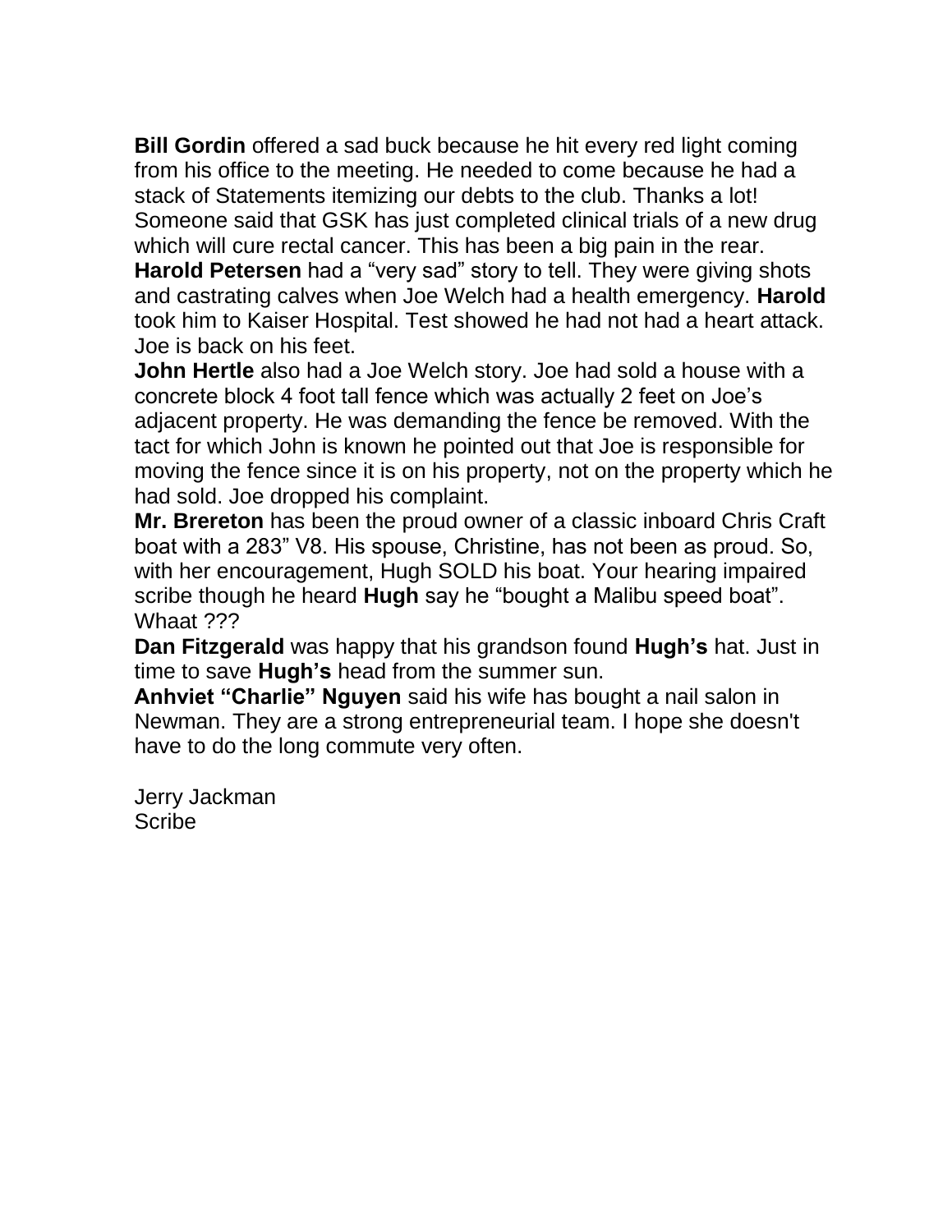**Bill Gordin** offered a sad buck because he hit every red light coming from his office to the meeting. He needed to come because he had a stack of Statements itemizing our debts to the club. Thanks a lot! Someone said that GSK has just completed clinical trials of a new drug which will cure rectal cancer. This has been a big pain in the rear.
**Harold Petersen** had a "very sad" story to tell. They were giving shots and castrating calves when Joe Welch had a health emergency. **Harold** took him to Kaiser Hospital. Test showed he had not had a heart attack. Joe is back on his feet.
**John Hertle** also had a Joe Welch story. Joe had sold a house with a concrete block 4 foot tall fence which was actually 2 feet on Joe's adjacent property. He was demanding the fence be removed. With the tact for which John is known he pointed out that Joe is responsible for moving the fence since it is on his property, not on the property which he had sold. Joe dropped his complaint.
**Mr. Brereton** has been the proud owner of a classic inboard Chris Craft boat with a 283" V8. His spouse, Christine, has not been as proud. So, with her encouragement, Hugh SOLD his boat. Your hearing impaired scribe though he heard **Hugh** say he "bought a Malibu speed boat". Whaat ???
**Dan Fitzgerald** was happy that his grandson found **Hugh's** hat. Just in time to save **Hugh's** head from the summer sun.
**Anhviet "Charlie" Nguyen** said his wife has bought a nail salon in Newman. They are a strong entrepreneurial team. I hope she doesn't have to do the long commute very often.

Jerry Jackman
Scribe